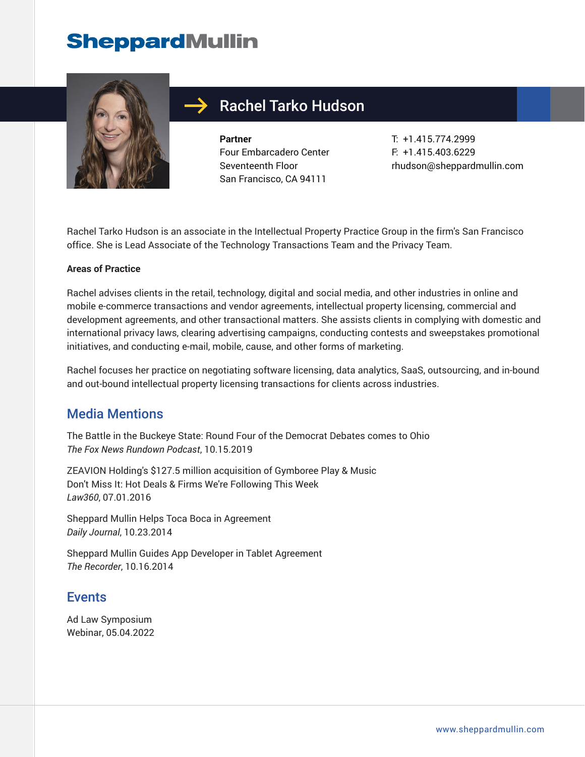SheppardMullin

# Rachel Tarko Hudson

**Partner**
Four Embarcadero Center
Seventeenth Floor
San Francisco, CA 94111

T: +1.415.774.2999
F: +1.415.403.6229
rhudson@sheppardmullin.com

Rachel Tarko Hudson is an associate in the Intellectual Property Practice Group in the firm's San Francisco office. She is Lead Associate of the Technology Transactions Team and the Privacy Team.

**Areas of Practice**

Rachel advises clients in the retail, technology, digital and social media, and other industries in online and mobile e-commerce transactions and vendor agreements, intellectual property licensing, commercial and development agreements, and other transactional matters. She assists clients in complying with domestic and international privacy laws, clearing advertising campaigns, conducting contests and sweepstakes promotional initiatives, and conducting e-mail, mobile, cause, and other forms of marketing.

Rachel focuses her practice on negotiating software licensing, data analytics, SaaS, outsourcing, and in-bound and out-bound intellectual property licensing transactions for clients across industries.

## Media Mentions

The Battle in the Buckeye State: Round Four of the Democrat Debates comes to Ohio
*The Fox News Rundown Podcast*, 10.15.2019

ZEAVION Holding's $127.5 million acquisition of Gymboree Play & Music
Don't Miss It: Hot Deals & Firms We're Following This Week
*Law360*, 07.01.2016

Sheppard Mullin Helps Toca Boca in Agreement
*Daily Journal*, 10.23.2014

Sheppard Mullin Guides App Developer in Tablet Agreement
*The Recorder*, 10.16.2014

## Events

Ad Law Symposium
Webinar, 05.04.2022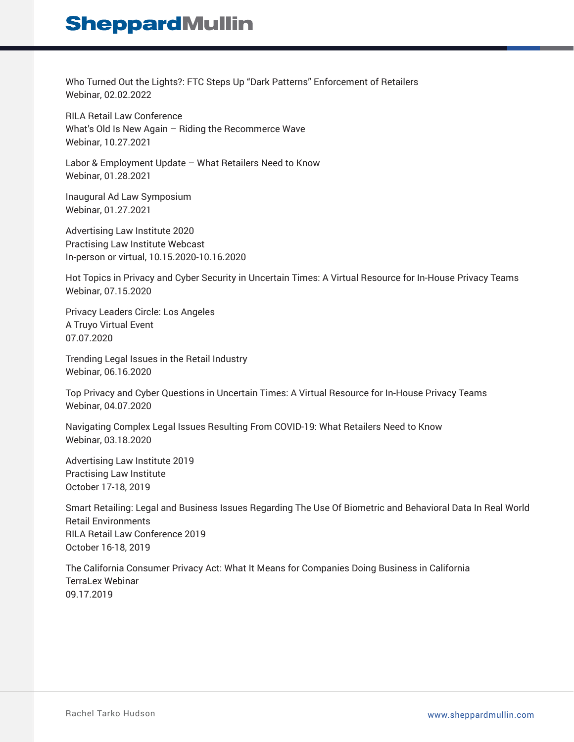Who Turned Out the Lights?: FTC Steps Up "Dark Patterns" Enforcement of Retailers
Webinar, 02.02.2022

RILA Retail Law Conference
What's Old Is New Again – Riding the Recommerce Wave
Webinar, 10.27.2021

Labor & Employment Update – What Retailers Need to Know
Webinar, 01.28.2021

Inaugural Ad Law Symposium
Webinar, 01.27.2021

Advertising Law Institute 2020
Practising Law Institute Webcast
In-person or virtual, 10.15.2020-10.16.2020

Hot Topics in Privacy and Cyber Security in Uncertain Times: A Virtual Resource for In-House Privacy Teams
Webinar, 07.15.2020

Privacy Leaders Circle: Los Angeles
A Truyo Virtual Event
07.07.2020

Trending Legal Issues in the Retail Industry
Webinar, 06.16.2020

Top Privacy and Cyber Questions in Uncertain Times: A Virtual Resource for In-House Privacy Teams
Webinar, 04.07.2020

Navigating Complex Legal Issues Resulting From COVID-19: What Retailers Need to Know
Webinar, 03.18.2020

Advertising Law Institute 2019
Practising Law Institute
October 17-18, 2019

Smart Retailing: Legal and Business Issues Regarding The Use Of Biometric and Behavioral Data In Real World Retail Environments
RILA Retail Law Conference 2019
October 16-18, 2019

The California Consumer Privacy Act: What It Means for Companies Doing Business in California
TerraLex Webinar
09.17.2019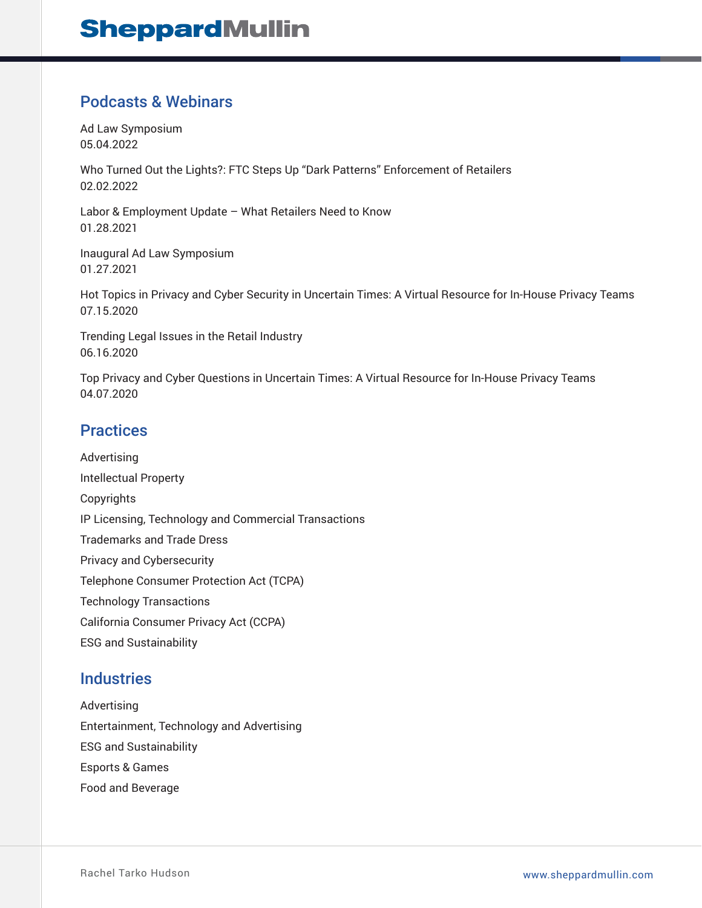## Podcasts & Webinars

Ad Law Symposium
05.04.2022

Who Turned Out the Lights?: FTC Steps Up "Dark Patterns" Enforcement of Retailers
02.02.2022

Labor & Employment Update – What Retailers Need to Know
01.28.2021

Inaugural Ad Law Symposium
01.27.2021

Hot Topics in Privacy and Cyber Security in Uncertain Times: A Virtual Resource for In-House Privacy Teams
07.15.2020

Trending Legal Issues in the Retail Industry
06.16.2020

Top Privacy and Cyber Questions in Uncertain Times: A Virtual Resource for In-House Privacy Teams
04.07.2020

## Practices

Advertising

Intellectual Property

Copyrights

IP Licensing, Technology and Commercial Transactions

Trademarks and Trade Dress

Privacy and Cybersecurity

Telephone Consumer Protection Act (TCPA)

Technology Transactions

California Consumer Privacy Act (CCPA)

ESG and Sustainability

## Industries

Advertising

Entertainment, Technology and Advertising

ESG and Sustainability

Esports & Games

Food and Beverage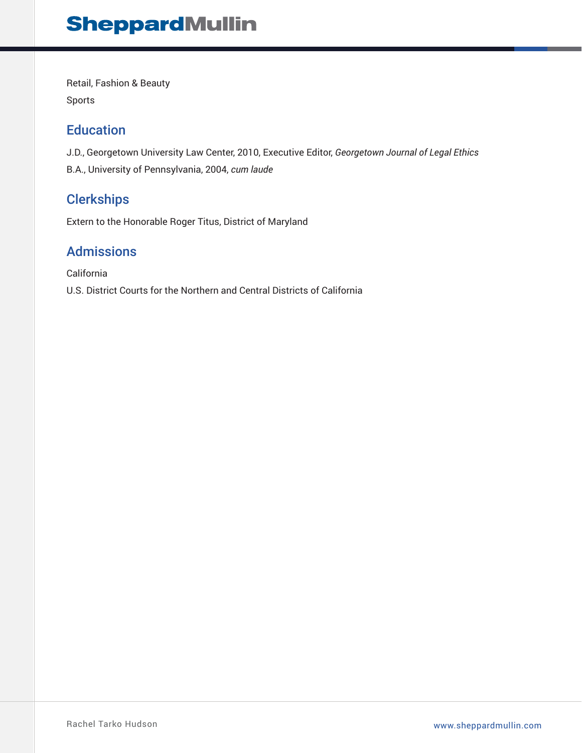Retail, Fashion & Beauty

Sports

## Education

J.D., Georgetown University Law Center, 2010, Executive Editor, *Georgetown Journal of Legal Ethics*

B.A., University of Pennsylvania, 2004, *cum laude*

## Clerkships

Extern to the Honorable Roger Titus, District of Maryland

## Admissions

California

U.S. District Courts for the Northern and Central Districts of California